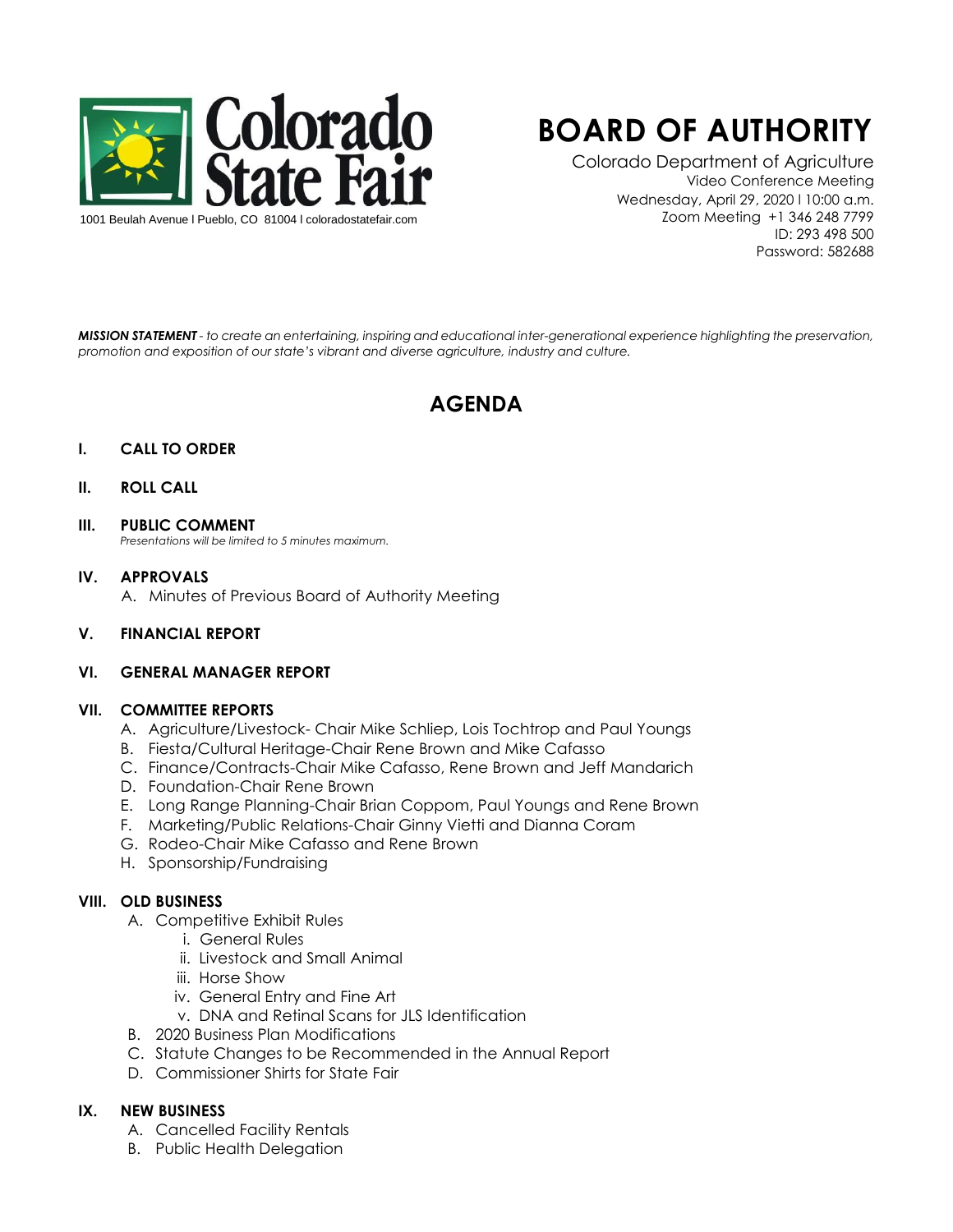Colorado State Fair

1001 Beulah Avenue l Pueblo, CO 81004 l coloradostatefair.com

# BOARD OF AUTHORITY

Colorado Department of Agriculture
Video Conference Meeting
Wednesday, April 29, 2020 l 10:00 a.m.
Zoom Meeting +1 346 248 7799
ID: 293 498 500
Password: 582688

***MISSION STATEMENT** - to create an entertaining, inspiring and educational inter-generational experience highlighting the preservation, promotion and exposition of our state's vibrant and diverse agriculture, industry and culture.*

## AGENDA

**I. CALL TO ORDER**

**II. ROLL CALL**

**III. PUBLIC COMMENT**
*Presentations will be limited to 5 minutes maximum.*

**IV. APPROVALS**
A. Minutes of Previous Board of Authority Meeting

**V. FINANCIAL REPORT**

**VI. GENERAL MANAGER REPORT**

**VII. COMMITTEE REPORTS**
A. Agriculture/Livestock- Chair Mike Schliep, Lois Tochtrop and Paul Youngs
B. Fiesta/Cultural Heritage-Chair Rene Brown and Mike Cafasso
C. Finance/Contracts-Chair Mike Cafasso, Rene Brown and Jeff Mandarich
D. Foundation-Chair Rene Brown
E. Long Range Planning-Chair Brian Coppom, Paul Youngs and Rene Brown
F. Marketing/Public Relations-Chair Ginny Vietti and Dianna Coram
G. Rodeo-Chair Mike Cafasso and Rene Brown
H. Sponsorship/Fundraising

**VIII. OLD BUSINESS**
A. Competitive Exhibit Rules
   i. General Rules
   ii. Livestock and Small Animal
   iii. Horse Show
   iv. General Entry and Fine Art
   v. DNA and Retinal Scans for JLS Identification
B. 2020 Business Plan Modifications
C. Statute Changes to be Recommended in the Annual Report
D. Commissioner Shirts for State Fair

**IX. NEW BUSINESS**
A. Cancelled Facility Rentals
B. Public Health Delegation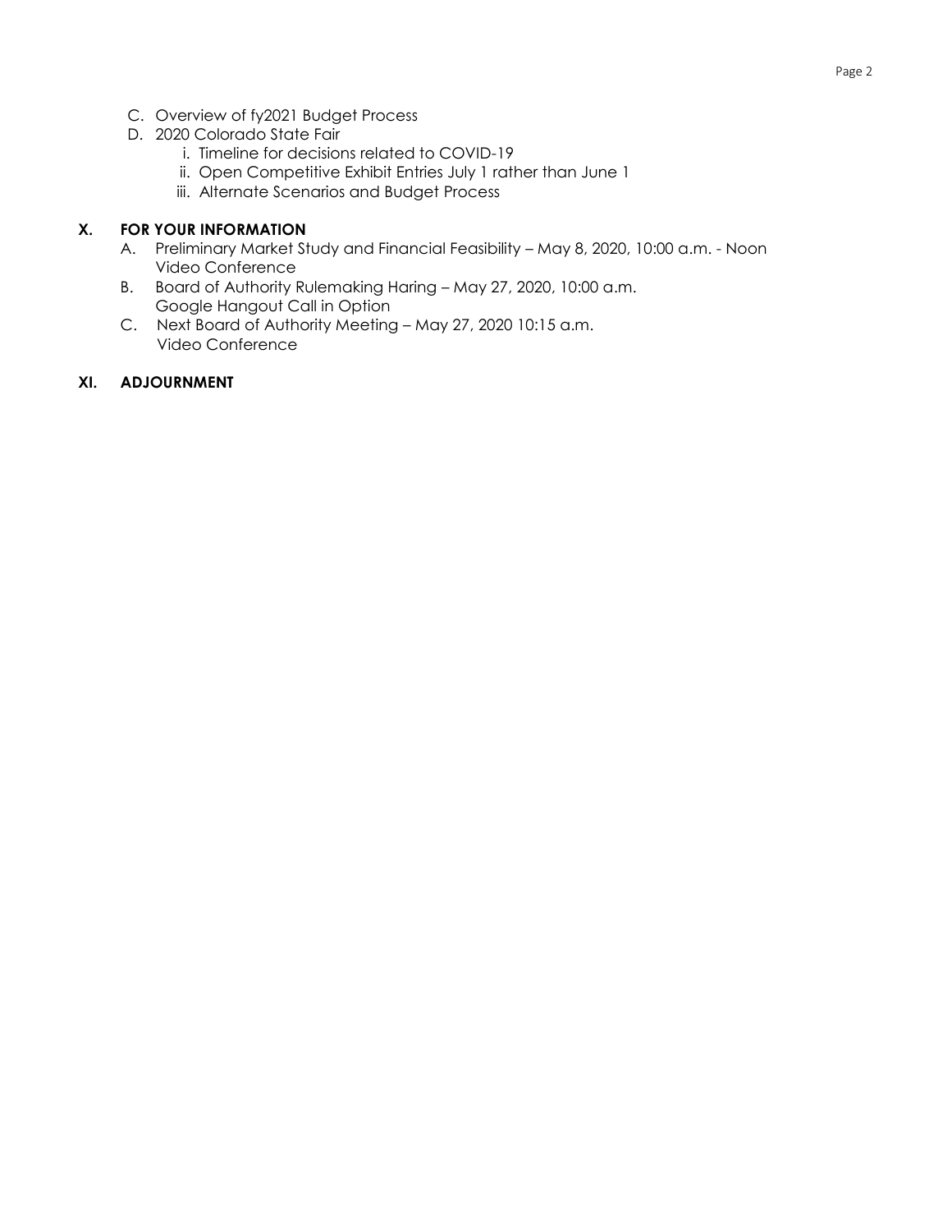C. Overview of fy2021 Budget Process
D. 2020 Colorado State Fair
   i. Timeline for decisions related to COVID-19
   ii. Open Competitive Exhibit Entries July 1 rather than June 1
   iii. Alternate Scenarios and Budget Process

## X. FOR YOUR INFORMATION

A. Preliminary Market Study and Financial Feasibility – May 8, 2020, 10:00 a.m. - Noon
   Video Conference
B. Board of Authority Rulemaking Haring – May 27, 2020, 10:00 a.m.
   Google Hangout Call in Option
C. Next Board of Authority Meeting – May 27, 2020 10:15 a.m.
   Video Conference

## XI. ADJOURNMENT